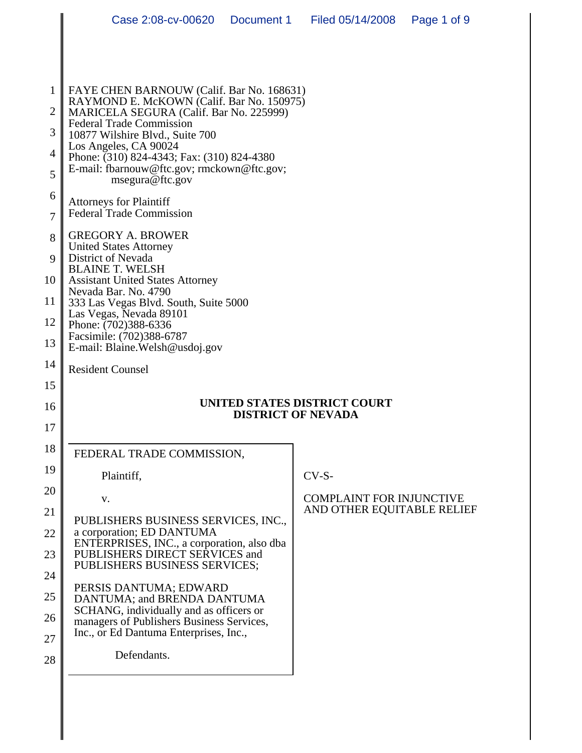FAYE CHEN BARNOUW (Calif. Bar No. 168631)
RAYMOND E. McKOWN (Calif. Bar No. 150975)
MARICELA SEGURA (Calif. Bar No. 225999)
Federal Trade Commission
10877 Wilshire Blvd., Suite 700
Los Angeles, CA 90024
Phone: (310) 824-4343; Fax: (310) 824-4380
E-mail: fbarnouw@ftc.gov; rmckown@ftc.gov;
msegura@ftc.gov

Attorneys for Plaintiff
Federal Trade Commission

GREGORY A. BROWER
United States Attorney
District of Nevada
BLAINE T. WELSH
Assistant United States Attorney
Nevada Bar. No. 4790
333 Las Vegas Blvd. South, Suite 5000
Las Vegas, Nevada 89101
Phone: (702)388-6336
Facsimile: (702)388-6787
E-mail: Blaine.Welsh@usdoj.gov

Resident Counsel

**UNITED STATES DISTRICT COURT**
**DISTRICT OF NEVADA**

FEDERAL TRADE COMMISSION,

Plaintiff,

v.

PUBLISHERS BUSINESS SERVICES, INC., a corporation; ED DANTUMA ENTERPRISES, INC., a corporation, also dba PUBLISHERS DIRECT SERVICES and PUBLISHERS BUSINESS SERVICES;

PERSIS DANTUMA; EDWARD DANTUMA; and BRENDA DANTUMA SCHANG, individually and as officers or managers of Publishers Business Services, Inc., or Ed Dantuma Enterprises, Inc.,

Defendants.

CV-S-

COMPLAINT FOR INJUNCTIVE AND OTHER EQUITABLE RELIEF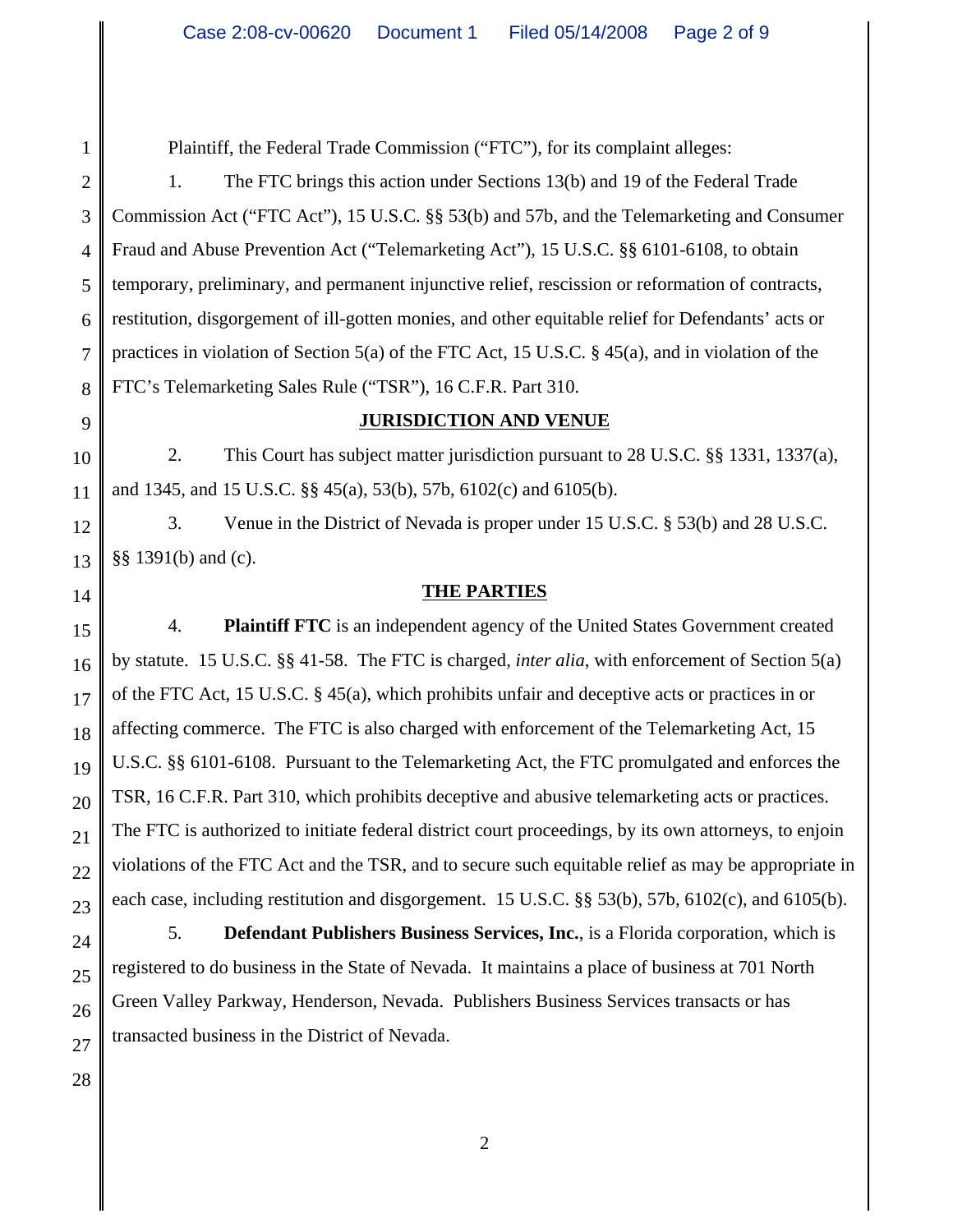Plaintiff, the Federal Trade Commission ("FTC"), for its complaint alleges:

1. The FTC brings this action under Sections 13(b) and 19 of the Federal Trade Commission Act ("FTC Act"), 15 U.S.C. §§ 53(b) and 57b, and the Telemarketing and Consumer Fraud and Abuse Prevention Act ("Telemarketing Act"), 15 U.S.C. §§ 6101-6108, to obtain temporary, preliminary, and permanent injunctive relief, rescission or reformation of contracts, restitution, disgorgement of ill-gotten monies, and other equitable relief for Defendants' acts or practices in violation of Section 5(a) of the FTC Act, 15 U.S.C. § 45(a), and in violation of the FTC's Telemarketing Sales Rule ("TSR"), 16 C.F.R. Part 310.

## JURISDICTION AND VENUE

2. This Court has subject matter jurisdiction pursuant to 28 U.S.C. §§ 1331, 1337(a), and 1345, and 15 U.S.C. §§ 45(a), 53(b), 57b, 6102(c) and 6105(b).

3. Venue in the District of Nevada is proper under 15 U.S.C. § 53(b) and 28 U.S.C. §§ 1391(b) and (c).

## THE PARTIES

4. **Plaintiff FTC** is an independent agency of the United States Government created by statute. 15 U.S.C. §§ 41-58. The FTC is charged, *inter alia*, with enforcement of Section 5(a) of the FTC Act, 15 U.S.C. § 45(a), which prohibits unfair and deceptive acts or practices in or affecting commerce. The FTC is also charged with enforcement of the Telemarketing Act, 15 U.S.C. §§ 6101-6108. Pursuant to the Telemarketing Act, the FTC promulgated and enforces the TSR, 16 C.F.R. Part 310, which prohibits deceptive and abusive telemarketing acts or practices. The FTC is authorized to initiate federal district court proceedings, by its own attorneys, to enjoin violations of the FTC Act and the TSR, and to secure such equitable relief as may be appropriate in each case, including restitution and disgorgement. 15 U.S.C. §§ 53(b), 57b, 6102(c), and 6105(b).

5. **Defendant Publishers Business Services, Inc.**, is a Florida corporation, which is registered to do business in the State of Nevada. It maintains a place of business at 701 North Green Valley Parkway, Henderson, Nevada. Publishers Business Services transacts or has transacted business in the District of Nevada.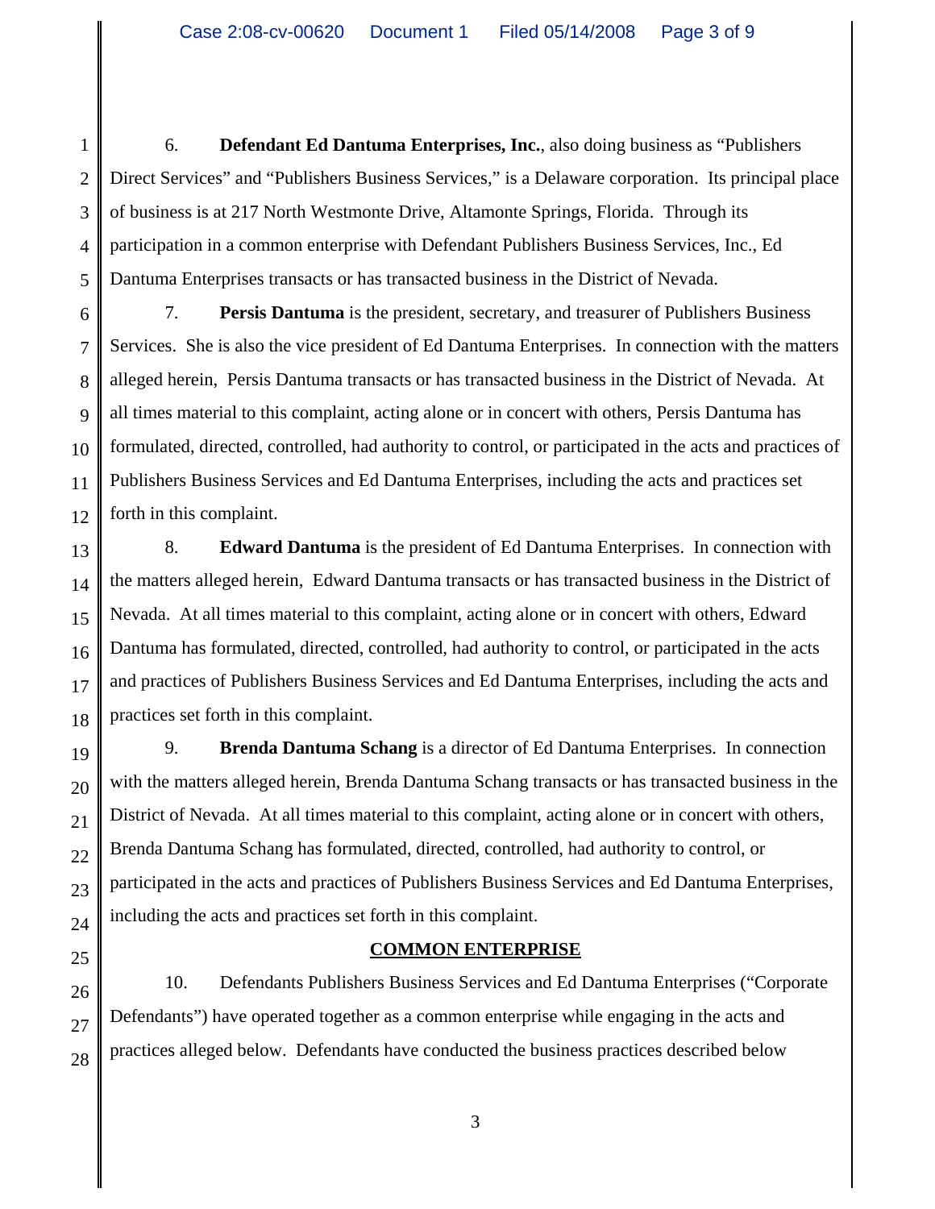6. **Defendant Ed Dantuma Enterprises, Inc.**, also doing business as "Publishers Direct Services" and "Publishers Business Services," is a Delaware corporation. Its principal place of business is at 217 North Westmonte Drive, Altamonte Springs, Florida. Through its participation in a common enterprise with Defendant Publishers Business Services, Inc., Ed Dantuma Enterprises transacts or has transacted business in the District of Nevada.

7. **Persis Dantuma** is the president, secretary, and treasurer of Publishers Business Services. She is also the vice president of Ed Dantuma Enterprises. In connection with the matters alleged herein, Persis Dantuma transacts or has transacted business in the District of Nevada. At all times material to this complaint, acting alone or in concert with others, Persis Dantuma has formulated, directed, controlled, had authority to control, or participated in the acts and practices of Publishers Business Services and Ed Dantuma Enterprises, including the acts and practices set forth in this complaint.

8. **Edward Dantuma** is the president of Ed Dantuma Enterprises. In connection with the matters alleged herein, Edward Dantuma transacts or has transacted business in the District of Nevada. At all times material to this complaint, acting alone or in concert with others, Edward Dantuma has formulated, directed, controlled, had authority to control, or participated in the acts and practices of Publishers Business Services and Ed Dantuma Enterprises, including the acts and practices set forth in this complaint.

9. **Brenda Dantuma Schang** is a director of Ed Dantuma Enterprises. In connection with the matters alleged herein, Brenda Dantuma Schang transacts or has transacted business in the District of Nevada. At all times material to this complaint, acting alone or in concert with others, Brenda Dantuma Schang has formulated, directed, controlled, had authority to control, or participated in the acts and practices of Publishers Business Services and Ed Dantuma Enterprises, including the acts and practices set forth in this complaint.

## COMMON ENTERPRISE

10. Defendants Publishers Business Services and Ed Dantuma Enterprises ("Corporate Defendants") have operated together as a common enterprise while engaging in the acts and practices alleged below. Defendants have conducted the business practices described below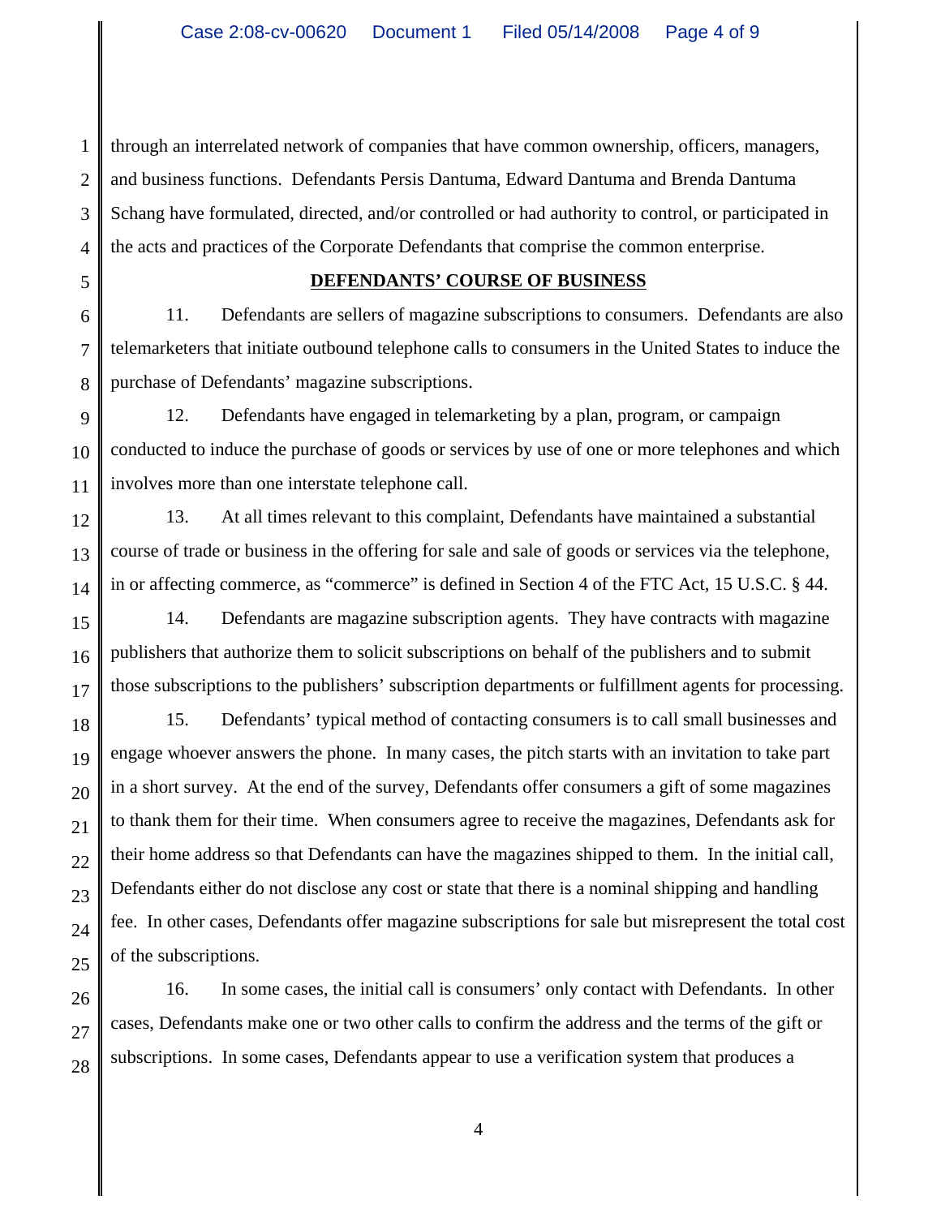through an interrelated network of companies that have common ownership, officers, managers, and business functions. Defendants Persis Dantuma, Edward Dantuma and Brenda Dantuma Schang have formulated, directed, and/or controlled or had authority to control, or participated in the acts and practices of the Corporate Defendants that comprise the common enterprise.

## DEFENDANTS' COURSE OF BUSINESS

11. Defendants are sellers of magazine subscriptions to consumers. Defendants are also telemarketers that initiate outbound telephone calls to consumers in the United States to induce the purchase of Defendants' magazine subscriptions.

12. Defendants have engaged in telemarketing by a plan, program, or campaign conducted to induce the purchase of goods or services by use of one or more telephones and which involves more than one interstate telephone call.

13. At all times relevant to this complaint, Defendants have maintained a substantial course of trade or business in the offering for sale and sale of goods or services via the telephone, in or affecting commerce, as "commerce" is defined in Section 4 of the FTC Act, 15 U.S.C. § 44.

14. Defendants are magazine subscription agents. They have contracts with magazine publishers that authorize them to solicit subscriptions on behalf of the publishers and to submit those subscriptions to the publishers' subscription departments or fulfillment agents for processing.

15. Defendants' typical method of contacting consumers is to call small businesses and engage whoever answers the phone. In many cases, the pitch starts with an invitation to take part in a short survey. At the end of the survey, Defendants offer consumers a gift of some magazines to thank them for their time. When consumers agree to receive the magazines, Defendants ask for their home address so that Defendants can have the magazines shipped to them. In the initial call, Defendants either do not disclose any cost or state that there is a nominal shipping and handling fee. In other cases, Defendants offer magazine subscriptions for sale but misrepresent the total cost of the subscriptions.

16. In some cases, the initial call is consumers' only contact with Defendants. In other cases, Defendants make one or two other calls to confirm the address and the terms of the gift or subscriptions. In some cases, Defendants appear to use a verification system that produces a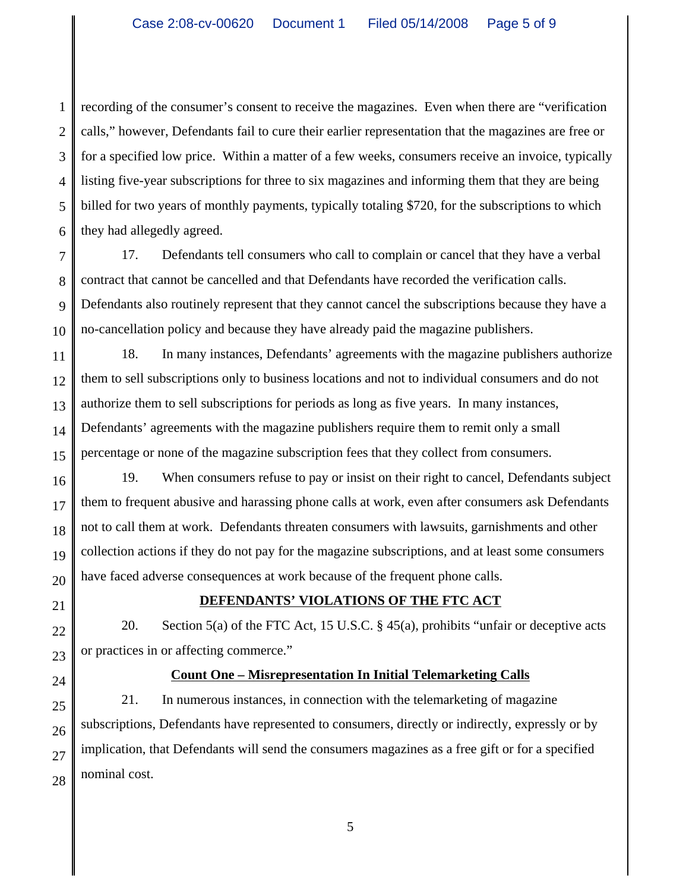recording of the consumer's consent to receive the magazines. Even when there are "verification calls," however, Defendants fail to cure their earlier representation that the magazines are free or for a specified low price. Within a matter of a few weeks, consumers receive an invoice, typically listing five-year subscriptions for three to six magazines and informing them that they are being billed for two years of monthly payments, typically totaling $720, for the subscriptions to which they had allegedly agreed.

17. Defendants tell consumers who call to complain or cancel that they have a verbal contract that cannot be cancelled and that Defendants have recorded the verification calls. Defendants also routinely represent that they cannot cancel the subscriptions because they have a no-cancellation policy and because they have already paid the magazine publishers.

18. In many instances, Defendants' agreements with the magazine publishers authorize them to sell subscriptions only to business locations and not to individual consumers and do not authorize them to sell subscriptions for periods as long as five years. In many instances, Defendants' agreements with the magazine publishers require them to remit only a small percentage or none of the magazine subscription fees that they collect from consumers.

19. When consumers refuse to pay or insist on their right to cancel, Defendants subject them to frequent abusive and harassing phone calls at work, even after consumers ask Defendants not to call them at work. Defendants threaten consumers with lawsuits, garnishments and other collection actions if they do not pay for the magazine subscriptions, and at least some consumers have faced adverse consequences at work because of the frequent phone calls.

## DEFENDANTS' VIOLATIONS OF THE FTC ACT

20. Section 5(a) of the FTC Act, 15 U.S.C. § 45(a), prohibits "unfair or deceptive acts or practices in or affecting commerce."

### Count One – Misrepresentation In Initial Telemarketing Calls

21. In numerous instances, in connection with the telemarketing of magazine subscriptions, Defendants have represented to consumers, directly or indirectly, expressly or by implication, that Defendants will send the consumers magazines as a free gift or for a specified nominal cost.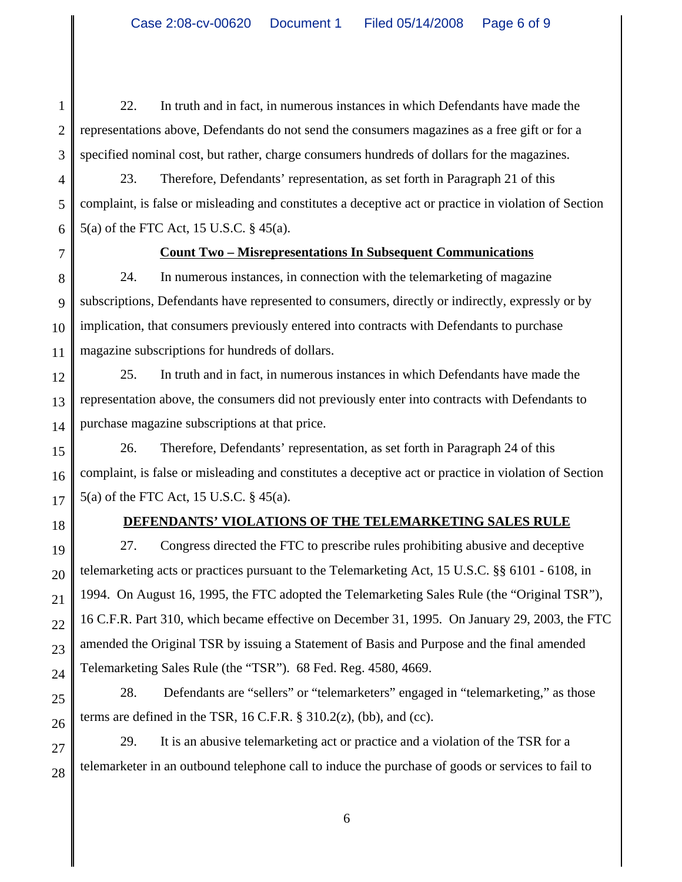22. In truth and in fact, in numerous instances in which Defendants have made the representations above, Defendants do not send the consumers magazines as a free gift or for a specified nominal cost, but rather, charge consumers hundreds of dollars for the magazines.

23. Therefore, Defendants' representation, as set forth in Paragraph 21 of this complaint, is false or misleading and constitutes a deceptive act or practice in violation of Section 5(a) of the FTC Act, 15 U.S.C. § 45(a).

**Count Two – Misrepresentations In Subsequent Communications**

24. In numerous instances, in connection with the telemarketing of magazine subscriptions, Defendants have represented to consumers, directly or indirectly, expressly or by implication, that consumers previously entered into contracts with Defendants to purchase magazine subscriptions for hundreds of dollars.

25. In truth and in fact, in numerous instances in which Defendants have made the representation above, the consumers did not previously enter into contracts with Defendants to purchase magazine subscriptions at that price.

26. Therefore, Defendants' representation, as set forth in Paragraph 24 of this complaint, is false or misleading and constitutes a deceptive act or practice in violation of Section 5(a) of the FTC Act, 15 U.S.C. § 45(a).

**DEFENDANTS' VIOLATIONS OF THE TELEMARKETING SALES RULE**

27. Congress directed the FTC to prescribe rules prohibiting abusive and deceptive telemarketing acts or practices pursuant to the Telemarketing Act, 15 U.S.C. §§ 6101 - 6108, in 1994. On August 16, 1995, the FTC adopted the Telemarketing Sales Rule (the "Original TSR"), 16 C.F.R. Part 310, which became effective on December 31, 1995. On January 29, 2003, the FTC amended the Original TSR by issuing a Statement of Basis and Purpose and the final amended Telemarketing Sales Rule (the "TSR"). 68 Fed. Reg. 4580, 4669.

28. Defendants are "sellers" or "telemarketers" engaged in "telemarketing," as those terms are defined in the TSR, 16 C.F.R. § 310.2(z), (bb), and (cc).

29. It is an abusive telemarketing act or practice and a violation of the TSR for a telemarketer in an outbound telephone call to induce the purchase of goods or services to fail to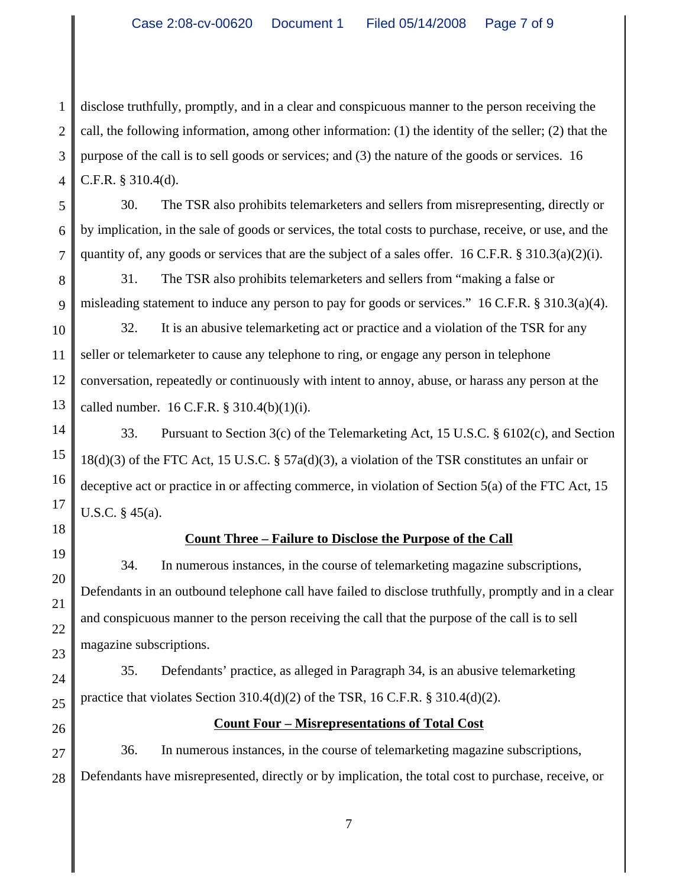disclose truthfully, promptly, and in a clear and conspicuous manner to the person receiving the call, the following information, among other information: (1) the identity of the seller; (2) that the purpose of the call is to sell goods or services; and (3) the nature of the goods or services. 16 C.F.R. § 310.4(d).

30. The TSR also prohibits telemarketers and sellers from misrepresenting, directly or by implication, in the sale of goods or services, the total costs to purchase, receive, or use, and the quantity of, any goods or services that are the subject of a sales offer. 16 C.F.R. § 310.3(a)(2)(i).

31. The TSR also prohibits telemarketers and sellers from "making a false or misleading statement to induce any person to pay for goods or services." 16 C.F.R. § 310.3(a)(4).

32. It is an abusive telemarketing act or practice and a violation of the TSR for any seller or telemarketer to cause any telephone to ring, or engage any person in telephone conversation, repeatedly or continuously with intent to annoy, abuse, or harass any person at the called number. 16 C.F.R. § 310.4(b)(1)(i).

33. Pursuant to Section 3(c) of the Telemarketing Act, 15 U.S.C. § 6102(c), and Section 18(d)(3) of the FTC Act, 15 U.S.C. § 57a(d)(3), a violation of the TSR constitutes an unfair or deceptive act or practice in or affecting commerce, in violation of Section 5(a) of the FTC Act, 15 U.S.C. § 45(a).

**Count Three – Failure to Disclose the Purpose of the Call**

34. In numerous instances, in the course of telemarketing magazine subscriptions, Defendants in an outbound telephone call have failed to disclose truthfully, promptly and in a clear and conspicuous manner to the person receiving the call that the purpose of the call is to sell magazine subscriptions.

35. Defendants' practice, as alleged in Paragraph 34, is an abusive telemarketing practice that violates Section 310.4(d)(2) of the TSR, 16 C.F.R. § 310.4(d)(2).

**Count Four – Misrepresentations of Total Cost**

36. In numerous instances, in the course of telemarketing magazine subscriptions, Defendants have misrepresented, directly or by implication, the total cost to purchase, receive, or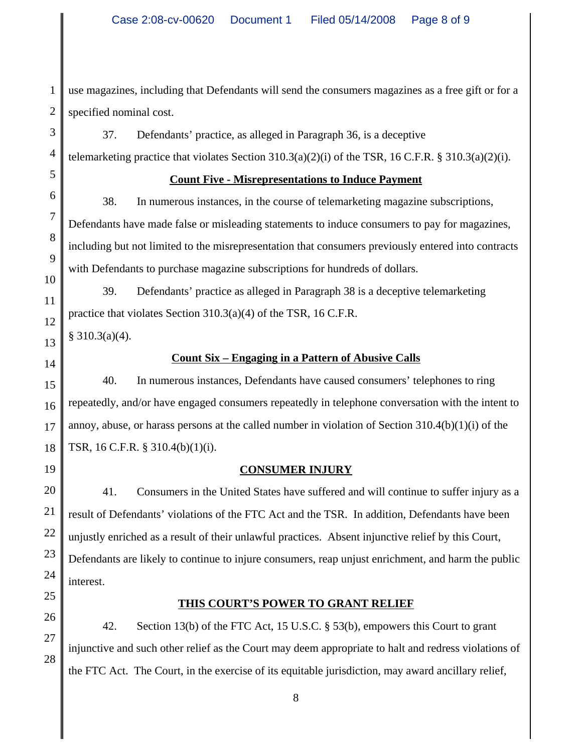use magazines, including that Defendants will send the consumers magazines as a free gift or for a specified nominal cost.

37. Defendants' practice, as alleged in Paragraph 36, is a deceptive telemarketing practice that violates Section 310.3(a)(2)(i) of the TSR, 16 C.F.R. § 310.3(a)(2)(i).

**Count Five - Misrepresentations to Induce Payment**

38. In numerous instances, in the course of telemarketing magazine subscriptions, Defendants have made false or misleading statements to induce consumers to pay for magazines, including but not limited to the misrepresentation that consumers previously entered into contracts with Defendants to purchase magazine subscriptions for hundreds of dollars.

39. Defendants' practice as alleged in Paragraph 38 is a deceptive telemarketing practice that violates Section 310.3(a)(4) of the TSR, 16 C.F.R. § 310.3(a)(4).

**Count Six – Engaging in a Pattern of Abusive Calls**

40. In numerous instances, Defendants have caused consumers' telephones to ring repeatedly, and/or have engaged consumers repeatedly in telephone conversation with the intent to annoy, abuse, or harass persons at the called number in violation of Section 310.4(b)(1)(i) of the TSR, 16 C.F.R. § 310.4(b)(1)(i).

**CONSUMER INJURY**

41. Consumers in the United States have suffered and will continue to suffer injury as a result of Defendants' violations of the FTC Act and the TSR. In addition, Defendants have been unjustly enriched as a result of their unlawful practices. Absent injunctive relief by this Court, Defendants are likely to continue to injure consumers, reap unjust enrichment, and harm the public interest.

**THIS COURT'S POWER TO GRANT RELIEF**

42. Section 13(b) of the FTC Act, 15 U.S.C. § 53(b), empowers this Court to grant injunctive and such other relief as the Court may deem appropriate to halt and redress violations of the FTC Act. The Court, in the exercise of its equitable jurisdiction, may award ancillary relief,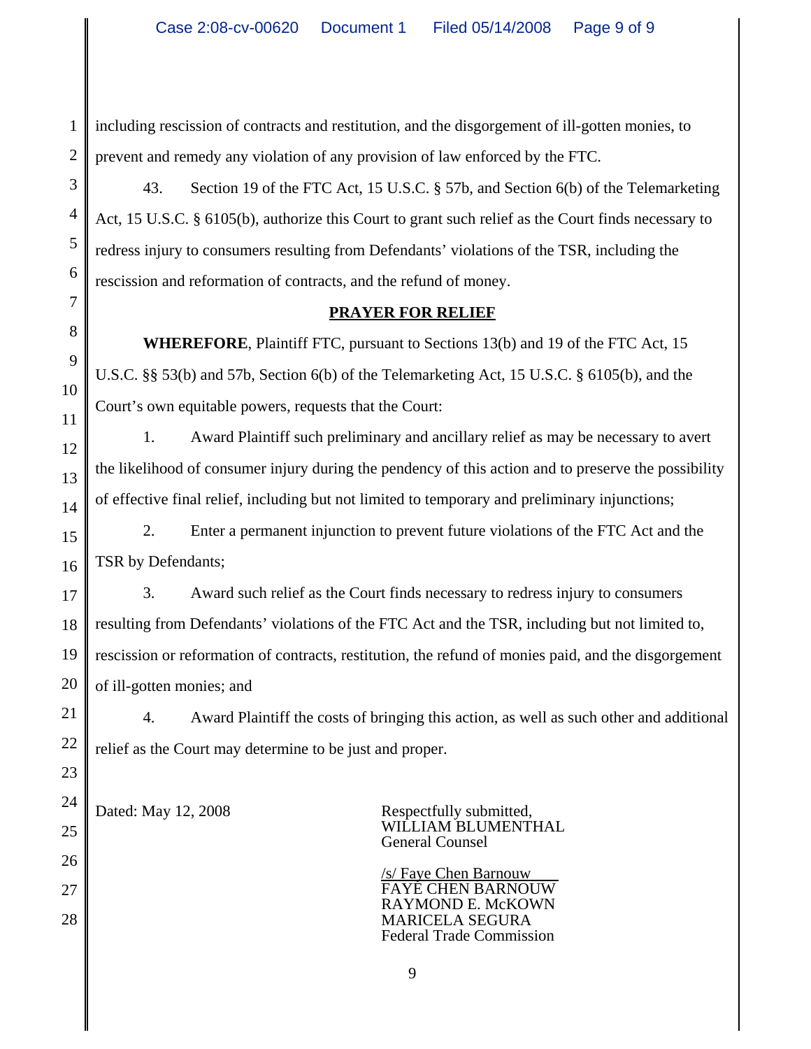including rescission of contracts and restitution, and the disgorgement of ill-gotten monies, to prevent and remedy any violation of any provision of law enforced by the FTC.

43. Section 19 of the FTC Act, 15 U.S.C. § 57b, and Section 6(b) of the Telemarketing Act, 15 U.S.C. § 6105(b), authorize this Court to grant such relief as the Court finds necessary to redress injury to consumers resulting from Defendants' violations of the TSR, including the rescission and reformation of contracts, and the refund of money.

## PRAYER FOR RELIEF

**WHEREFORE**, Plaintiff FTC, pursuant to Sections 13(b) and 19 of the FTC Act, 15 U.S.C. §§ 53(b) and 57b, Section 6(b) of the Telemarketing Act, 15 U.S.C. § 6105(b), and the Court's own equitable powers, requests that the Court:

1. Award Plaintiff such preliminary and ancillary relief as may be necessary to avert the likelihood of consumer injury during the pendency of this action and to preserve the possibility of effective final relief, including but not limited to temporary and preliminary injunctions;

2. Enter a permanent injunction to prevent future violations of the FTC Act and the TSR by Defendants;

3. Award such relief as the Court finds necessary to redress injury to consumers resulting from Defendants' violations of the FTC Act and the TSR, including but not limited to, rescission or reformation of contracts, restitution, the refund of monies paid, and the disgorgement of ill-gotten monies; and

4. Award Plaintiff the costs of bringing this action, as well as such other and additional relief as the Court may determine to be just and proper.

Dated: May 12, 2008

Respectfully submitted,
WILLIAM BLUMENTHAL
General Counsel

/s/ Faye Chen Barnouw
FAYE CHEN BARNOUW
RAYMOND E. McKOWN
MARICELA SEGURA
Federal Trade Commission